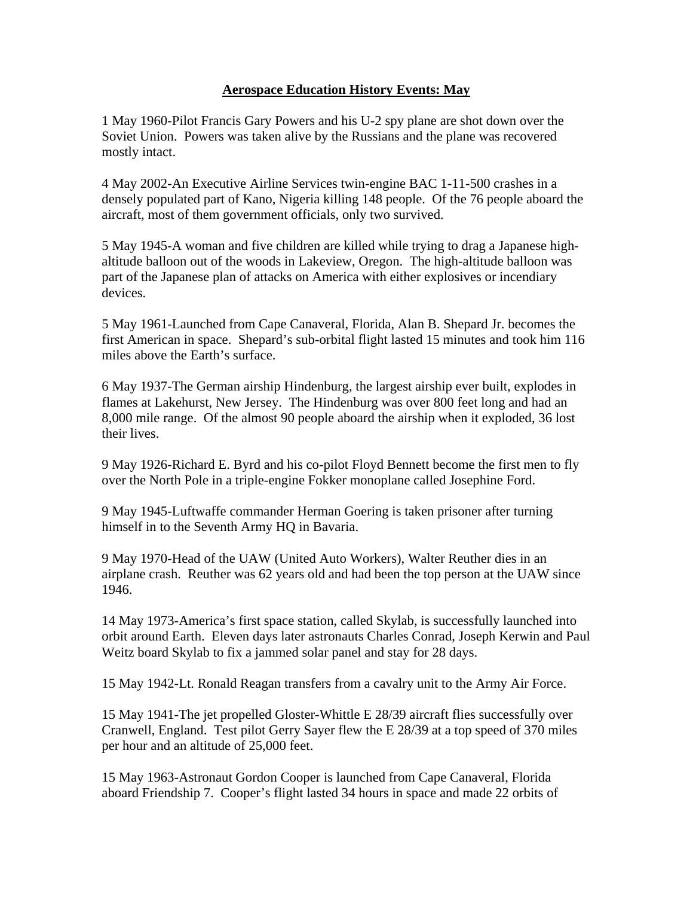# Aerospace Education History Events: May

1 May 1960-Pilot Francis Gary Powers and his U-2 spy plane are shot down over the Soviet Union. Powers was taken alive by the Russians and the plane was recovered mostly intact.

4 May 2002-An Executive Airline Services twin-engine BAC 1-11-500 crashes in a densely populated part of Kano, Nigeria killing 148 people. Of the 76 people aboard the aircraft, most of them government officials, only two survived.

5 May 1945-A woman and five children are killed while trying to drag a Japanese high-altitude balloon out of the woods in Lakeview, Oregon. The high-altitude balloon was part of the Japanese plan of attacks on America with either explosives or incendiary devices.

5 May 1961-Launched from Cape Canaveral, Florida, Alan B. Shepard Jr. becomes the first American in space. Shepard's sub-orbital flight lasted 15 minutes and took him 116 miles above the Earth's surface.

6 May 1937-The German airship Hindenburg, the largest airship ever built, explodes in flames at Lakehurst, New Jersey. The Hindenburg was over 800 feet long and had an 8,000 mile range. Of the almost 90 people aboard the airship when it exploded, 36 lost their lives.

9 May 1926-Richard E. Byrd and his co-pilot Floyd Bennett become the first men to fly over the North Pole in a triple-engine Fokker monoplane called Josephine Ford.

9 May 1945-Luftwaffe commander Herman Goering is taken prisoner after turning himself in to the Seventh Army HQ in Bavaria.

9 May 1970-Head of the UAW (United Auto Workers), Walter Reuther dies in an airplane crash. Reuther was 62 years old and had been the top person at the UAW since 1946.

14 May 1973-America's first space station, called Skylab, is successfully launched into orbit around Earth. Eleven days later astronauts Charles Conrad, Joseph Kerwin and Paul Weitz board Skylab to fix a jammed solar panel and stay for 28 days.

15 May 1942-Lt. Ronald Reagan transfers from a cavalry unit to the Army Air Force.

15 May 1941-The jet propelled Gloster-Whittle E 28/39 aircraft flies successfully over Cranwell, England. Test pilot Gerry Sayer flew the E 28/39 at a top speed of 370 miles per hour and an altitude of 25,000 feet.

15 May 1963-Astronaut Gordon Cooper is launched from Cape Canaveral, Florida aboard Friendship 7. Cooper's flight lasted 34 hours in space and made 22 orbits of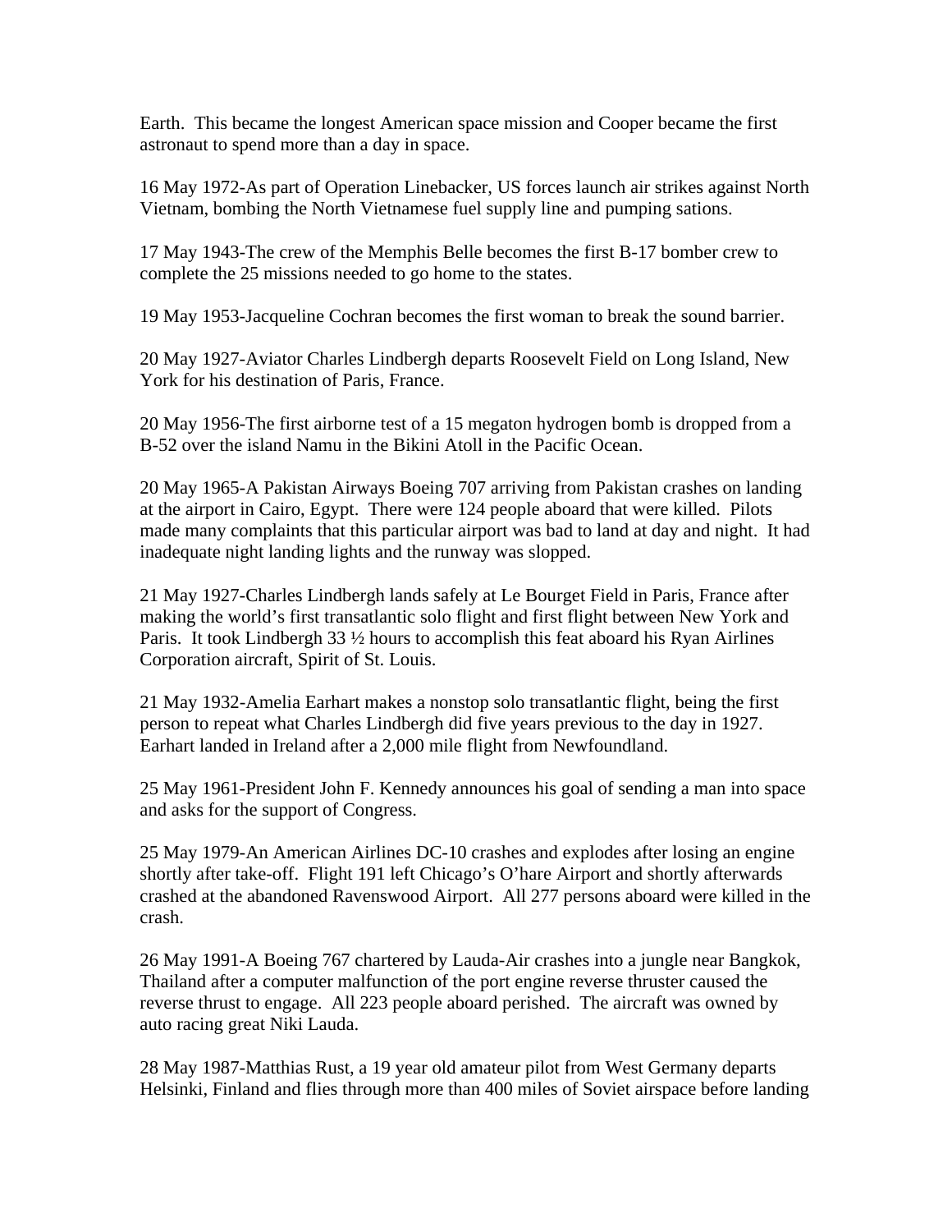Earth. This became the longest American space mission and Cooper became the first astronaut to spend more than a day in space.

16 May 1972-As part of Operation Linebacker, US forces launch air strikes against North Vietnam, bombing the North Vietnamese fuel supply line and pumping sations.

17 May 1943-The crew of the Memphis Belle becomes the first B-17 bomber crew to complete the 25 missions needed to go home to the states.

19 May 1953-Jacqueline Cochran becomes the first woman to break the sound barrier.

20 May 1927-Aviator Charles Lindbergh departs Roosevelt Field on Long Island, New York for his destination of Paris, France.

20 May 1956-The first airborne test of a 15 megaton hydrogen bomb is dropped from a B-52 over the island Namu in the Bikini Atoll in the Pacific Ocean.

20 May 1965-A Pakistan Airways Boeing 707 arriving from Pakistan crashes on landing at the airport in Cairo, Egypt. There were 124 people aboard that were killed. Pilots made many complaints that this particular airport was bad to land at day and night. It had inadequate night landing lights and the runway was slopped.

21 May 1927-Charles Lindbergh lands safely at Le Bourget Field in Paris, France after making the world's first transatlantic solo flight and first flight between New York and Paris. It took Lindbergh 33 ½ hours to accomplish this feat aboard his Ryan Airlines Corporation aircraft, Spirit of St. Louis.

21 May 1932-Amelia Earhart makes a nonstop solo transatlantic flight, being the first person to repeat what Charles Lindbergh did five years previous to the day in 1927. Earhart landed in Ireland after a 2,000 mile flight from Newfoundland.

25 May 1961-President John F. Kennedy announces his goal of sending a man into space and asks for the support of Congress.

25 May 1979-An American Airlines DC-10 crashes and explodes after losing an engine shortly after take-off. Flight 191 left Chicago's O'hare Airport and shortly afterwards crashed at the abandoned Ravenswood Airport. All 277 persons aboard were killed in the crash.

26 May 1991-A Boeing 767 chartered by Lauda-Air crashes into a jungle near Bangkok, Thailand after a computer malfunction of the port engine reverse thruster caused the reverse thrust to engage. All 223 people aboard perished. The aircraft was owned by auto racing great Niki Lauda.

28 May 1987-Matthias Rust, a 19 year old amateur pilot from West Germany departs Helsinki, Finland and flies through more than 400 miles of Soviet airspace before landing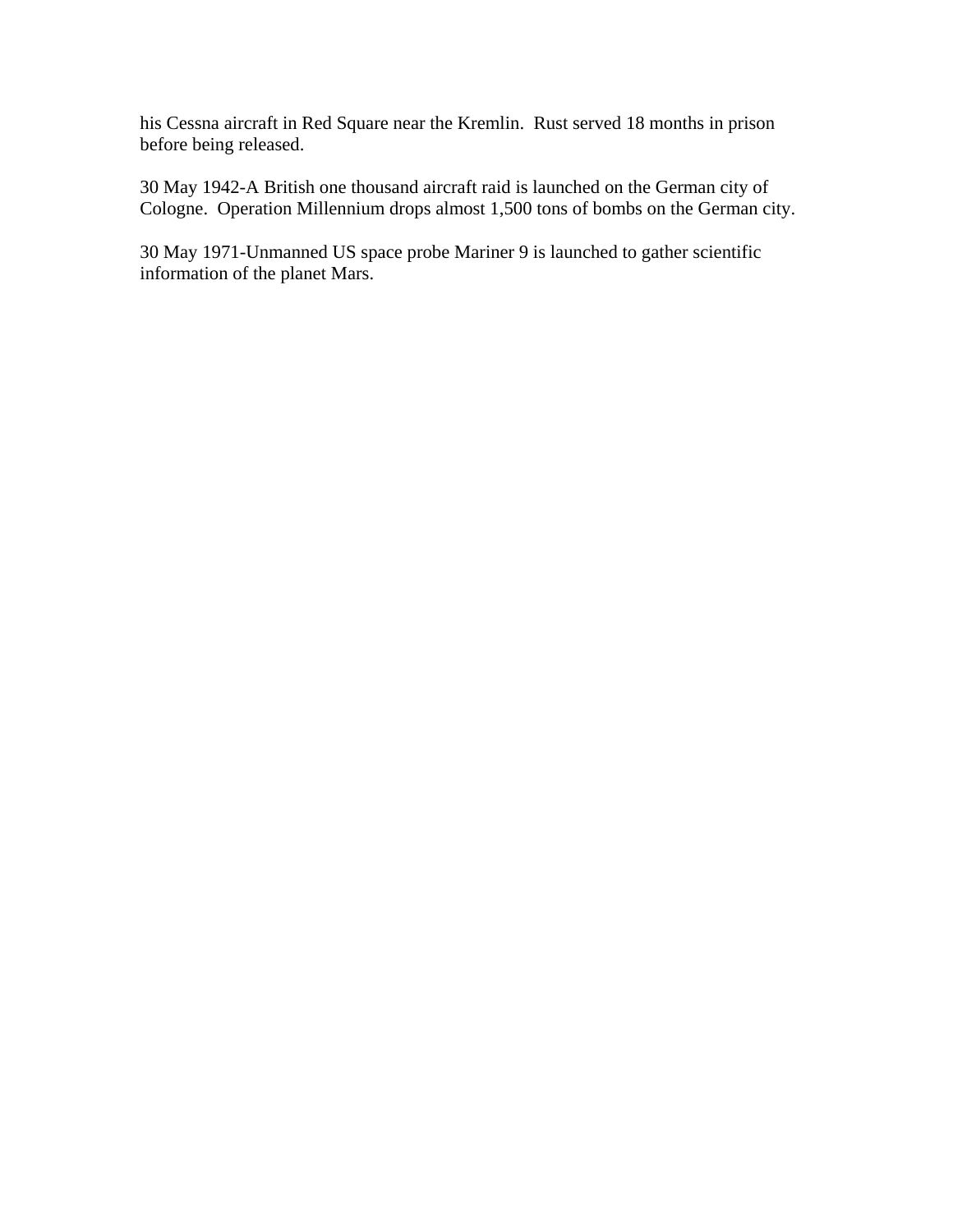his Cessna aircraft in Red Square near the Kremlin.  Rust served 18 months in prison before being released.

30 May 1942-A British one thousand aircraft raid is launched on the German city of Cologne.  Operation Millennium drops almost 1,500 tons of bombs on the German city.

30 May 1971-Unmanned US space probe Mariner 9 is launched to gather scientific information of the planet Mars.